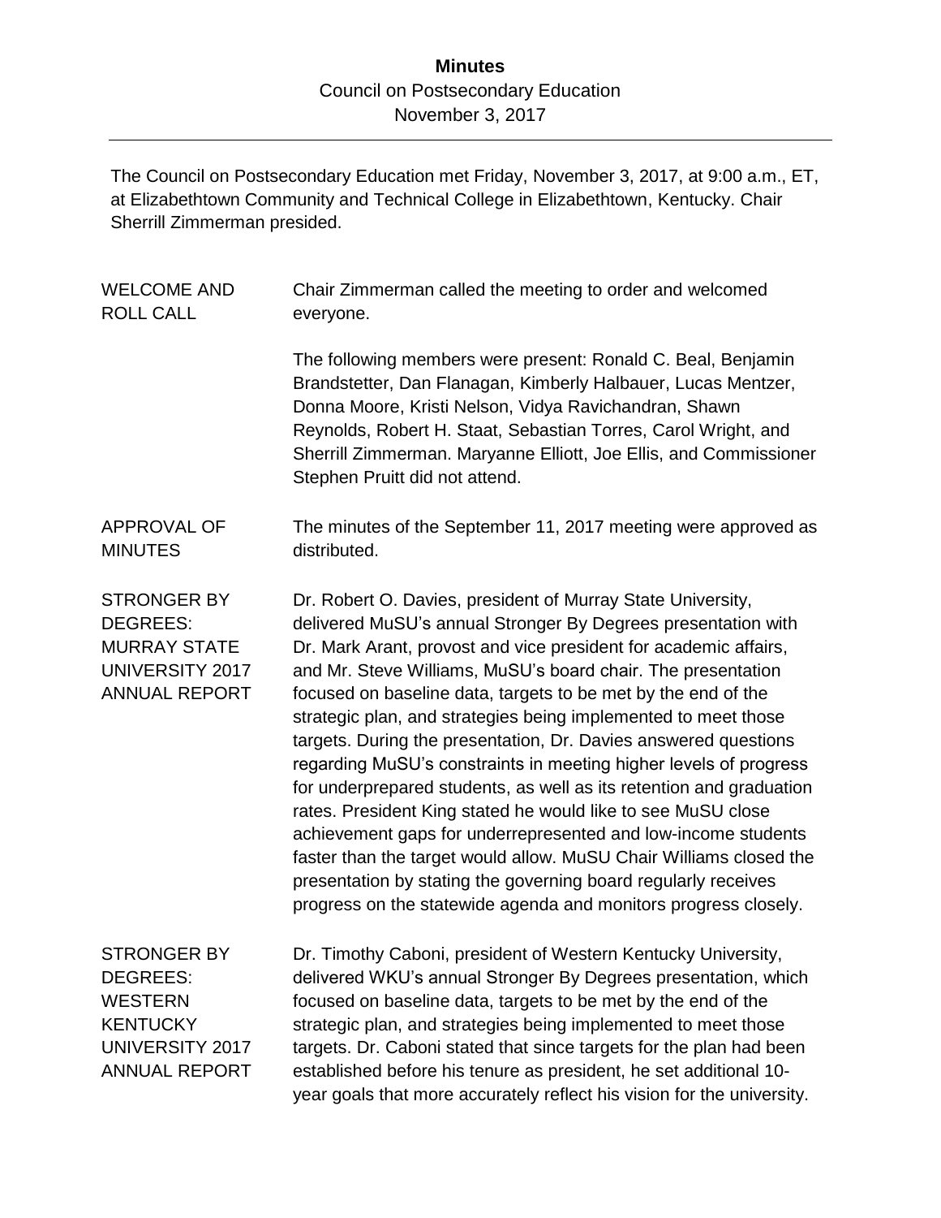# Minutes

Council on Postsecondary Education
November 3, 2017

The Council on Postsecondary Education met Friday, November 3, 2017, at 9:00 a.m., ET, at Elizabethtown Community and Technical College in Elizabethtown, Kentucky. Chair Sherrill Zimmerman presided.

**WELCOME AND ROLL CALL**

Chair Zimmerman called the meeting to order and welcomed everyone.

The following members were present: Ronald C. Beal, Benjamin Brandstetter, Dan Flanagan, Kimberly Halbauer, Lucas Mentzer, Donna Moore, Kristi Nelson, Vidya Ravichandran, Shawn Reynolds, Robert H. Staat, Sebastian Torres, Carol Wright, and Sherrill Zimmerman. Maryanne Elliott, Joe Ellis, and Commissioner Stephen Pruitt did not attend.

**APPROVAL OF MINUTES**

The minutes of the September 11, 2017 meeting were approved as distributed.

**STRONGER BY DEGREES: MURRAY STATE UNIVERSITY 2017 ANNUAL REPORT**

Dr. Robert O. Davies, president of Murray State University, delivered MuSU's annual Stronger By Degrees presentation with Dr. Mark Arant, provost and vice president for academic affairs, and Mr. Steve Williams, MuSU's board chair. The presentation focused on baseline data, targets to be met by the end of the strategic plan, and strategies being implemented to meet those targets. During the presentation, Dr. Davies answered questions regarding MuSU's constraints in meeting higher levels of progress for underprepared students, as well as its retention and graduation rates. President King stated he would like to see MuSU close achievement gaps for underrepresented and low-income students faster than the target would allow. MuSU Chair Williams closed the presentation by stating the governing board regularly receives progress on the statewide agenda and monitors progress closely.

**STRONGER BY DEGREES: WESTERN KENTUCKY UNIVERSITY 2017 ANNUAL REPORT**

Dr. Timothy Caboni, president of Western Kentucky University, delivered WKU's annual Stronger By Degrees presentation, which focused on baseline data, targets to be met by the end of the strategic plan, and strategies being implemented to meet those targets. Dr. Caboni stated that since targets for the plan had been established before his tenure as president, he set additional 10-year goals that more accurately reflect his vision for the university.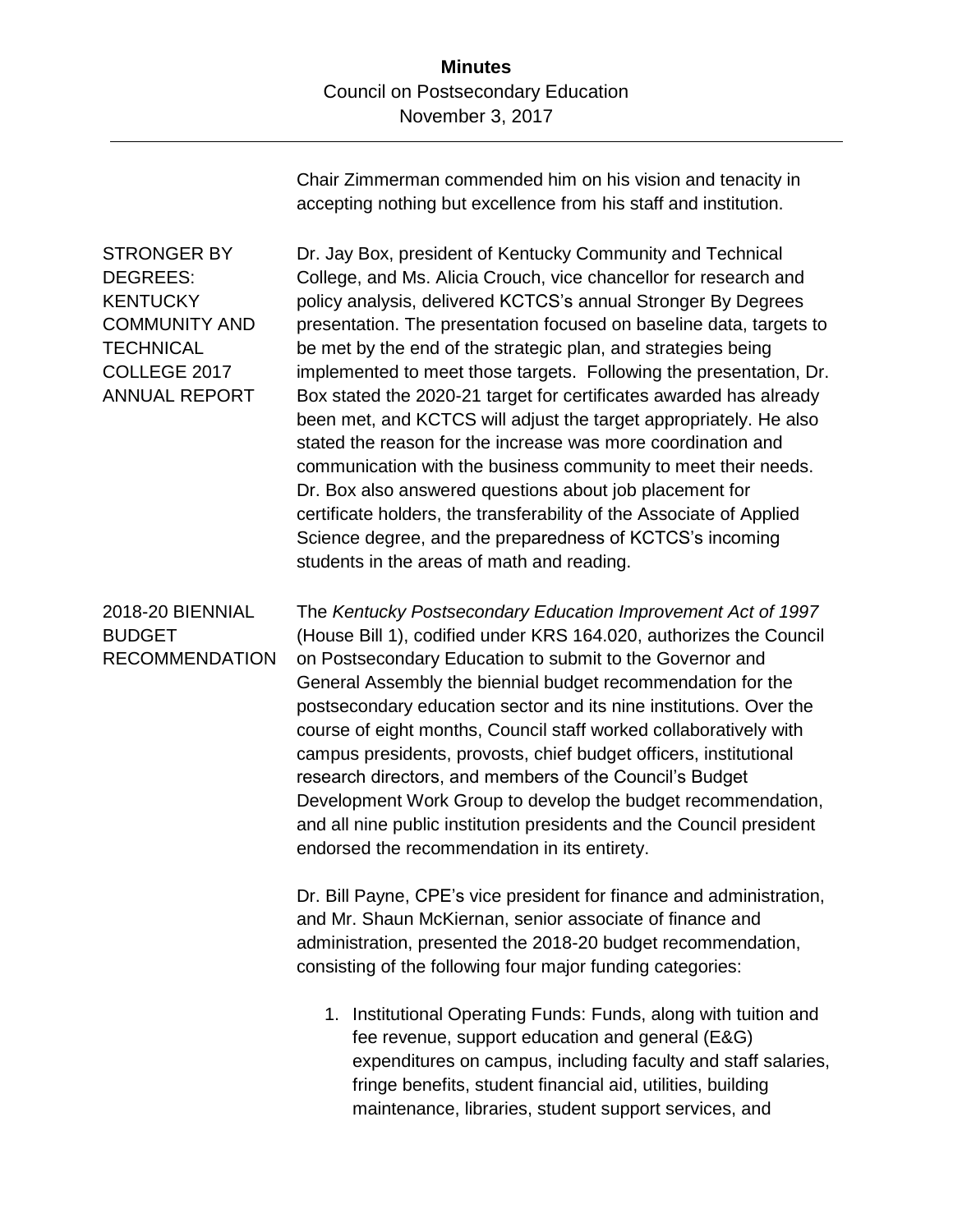Chair Zimmerman commended him on his vision and tenacity in accepting nothing but excellence from his staff and institution.

**STRONGER BY DEGREES: KENTUCKY COMMUNITY AND TECHNICAL COLLEGE 2017 ANNUAL REPORT**

Dr. Jay Box, president of Kentucky Community and Technical College, and Ms. Alicia Crouch, vice chancellor for research and policy analysis, delivered KCTCS's annual Stronger By Degrees presentation. The presentation focused on baseline data, targets to be met by the end of the strategic plan, and strategies being implemented to meet those targets. Following the presentation, Dr. Box stated the 2020-21 target for certificates awarded has already been met, and KCTCS will adjust the target appropriately. He also stated the reason for the increase was more coordination and communication with the business community to meet their needs. Dr. Box also answered questions about job placement for certificate holders, the transferability of the Associate of Applied Science degree, and the preparedness of KCTCS's incoming students in the areas of math and reading.

**2018-20 BIENNIAL BUDGET RECOMMENDATION**

The *Kentucky Postsecondary Education Improvement Act of 1997* (House Bill 1), codified under KRS 164.020, authorizes the Council on Postsecondary Education to submit to the Governor and General Assembly the biennial budget recommendation for the postsecondary education sector and its nine institutions. Over the course of eight months, Council staff worked collaboratively with campus presidents, provosts, chief budget officers, institutional research directors, and members of the Council's Budget Development Work Group to develop the budget recommendation, and all nine public institution presidents and the Council president endorsed the recommendation in its entirety.

Dr. Bill Payne, CPE's vice president for finance and administration, and Mr. Shaun McKiernan, senior associate of finance and administration, presented the 2018-20 budget recommendation, consisting of the following four major funding categories:

1. Institutional Operating Funds: Funds, along with tuition and fee revenue, support education and general (E&G) expenditures on campus, including faculty and staff salaries, fringe benefits, student financial aid, utilities, building maintenance, libraries, student support services, and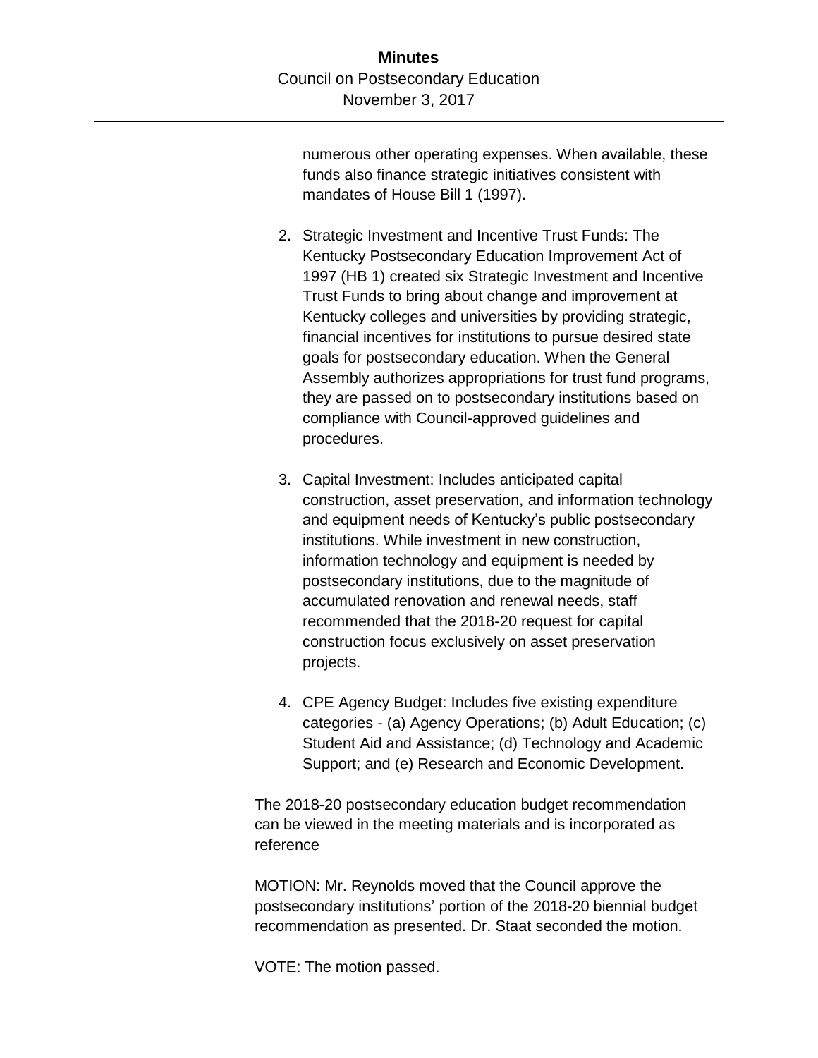numerous other operating expenses. When available, these funds also finance strategic initiatives consistent with mandates of House Bill 1 (1997).

2. Strategic Investment and Incentive Trust Funds: The Kentucky Postsecondary Education Improvement Act of 1997 (HB 1) created six Strategic Investment and Incentive Trust Funds to bring about change and improvement at Kentucky colleges and universities by providing strategic, financial incentives for institutions to pursue desired state goals for postsecondary education. When the General Assembly authorizes appropriations for trust fund programs, they are passed on to postsecondary institutions based on compliance with Council-approved guidelines and procedures.

3. Capital Investment: Includes anticipated capital construction, asset preservation, and information technology and equipment needs of Kentucky's public postsecondary institutions. While investment in new construction, information technology and equipment is needed by postsecondary institutions, due to the magnitude of accumulated renovation and renewal needs, staff recommended that the 2018-20 request for capital construction focus exclusively on asset preservation projects.

4. CPE Agency Budget: Includes five existing expenditure categories - (a) Agency Operations; (b) Adult Education; (c) Student Aid and Assistance; (d) Technology and Academic Support; and (e) Research and Economic Development.

The 2018-20 postsecondary education budget recommendation can be viewed in the meeting materials and is incorporated as reference

MOTION: Mr. Reynolds moved that the Council approve the postsecondary institutions' portion of the 2018-20 biennial budget recommendation as presented. Dr. Staat seconded the motion.

VOTE: The motion passed.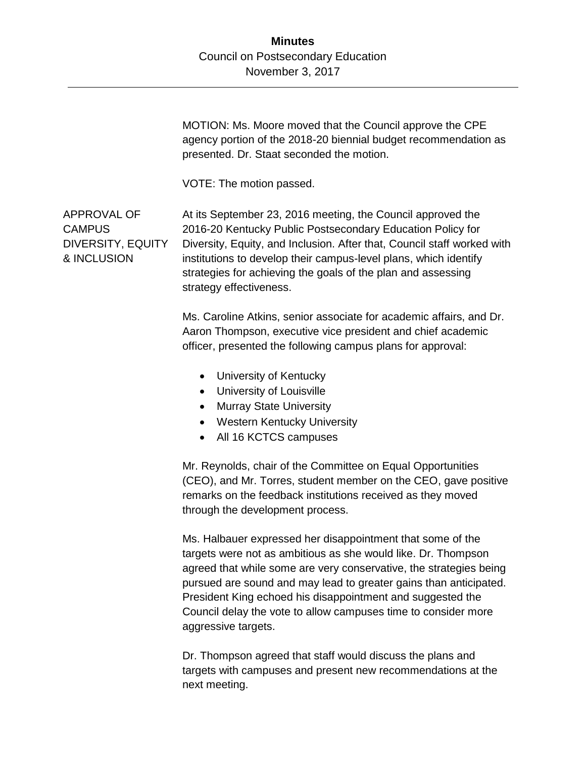MOTION: Ms. Moore moved that the Council approve the CPE agency portion of the 2018-20 biennial budget recommendation as presented. Dr. Staat seconded the motion.

VOTE: The motion passed.

**APPROVAL OF CAMPUS DIVERSITY, EQUITY & INCLUSION**

At its September 23, 2016 meeting, the Council approved the 2016-20 Kentucky Public Postsecondary Education Policy for Diversity, Equity, and Inclusion. After that, Council staff worked with institutions to develop their campus-level plans, which identify strategies for achieving the goals of the plan and assessing strategy effectiveness.

Ms. Caroline Atkins, senior associate for academic affairs, and Dr. Aaron Thompson, executive vice president and chief academic officer, presented the following campus plans for approval:

- University of Kentucky
- University of Louisville
- Murray State University
- Western Kentucky University
- All 16 KCTCS campuses

Mr. Reynolds, chair of the Committee on Equal Opportunities (CEO), and Mr. Torres, student member on the CEO, gave positive remarks on the feedback institutions received as they moved through the development process.

Ms. Halbauer expressed her disappointment that some of the targets were not as ambitious as she would like. Dr. Thompson agreed that while some are very conservative, the strategies being pursued are sound and may lead to greater gains than anticipated. President King echoed his disappointment and suggested the Council delay the vote to allow campuses time to consider more aggressive targets.

Dr. Thompson agreed that staff would discuss the plans and targets with campuses and present new recommendations at the next meeting.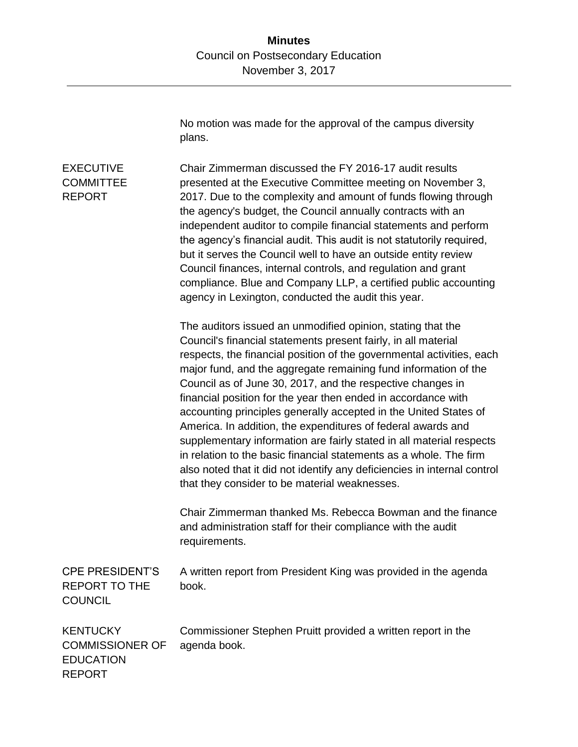No motion was made for the approval of the campus diversity plans.

## EXECUTIVE COMMITTEE REPORT

Chair Zimmerman discussed the FY 2016-17 audit results presented at the Executive Committee meeting on November 3, 2017. Due to the complexity and amount of funds flowing through the agency's budget, the Council annually contracts with an independent auditor to compile financial statements and perform the agency's financial audit. This audit is not statutorily required, but it serves the Council well to have an outside entity review Council finances, internal controls, and regulation and grant compliance. Blue and Company LLP, a certified public accounting agency in Lexington, conducted the audit this year.

The auditors issued an unmodified opinion, stating that the Council's financial statements present fairly, in all material respects, the financial position of the governmental activities, each major fund, and the aggregate remaining fund information of the Council as of June 30, 2017, and the respective changes in financial position for the year then ended in accordance with accounting principles generally accepted in the United States of America. In addition, the expenditures of federal awards and supplementary information are fairly stated in all material respects in relation to the basic financial statements as a whole. The firm also noted that it did not identify any deficiencies in internal control that they consider to be material weaknesses.

Chair Zimmerman thanked Ms. Rebecca Bowman and the finance and administration staff for their compliance with the audit requirements.

## CPE PRESIDENT'S REPORT TO THE COUNCIL

A written report from President King was provided in the agenda book.

## KENTUCKY COMMISSIONER OF EDUCATION REPORT

Commissioner Stephen Pruitt provided a written report in the agenda book.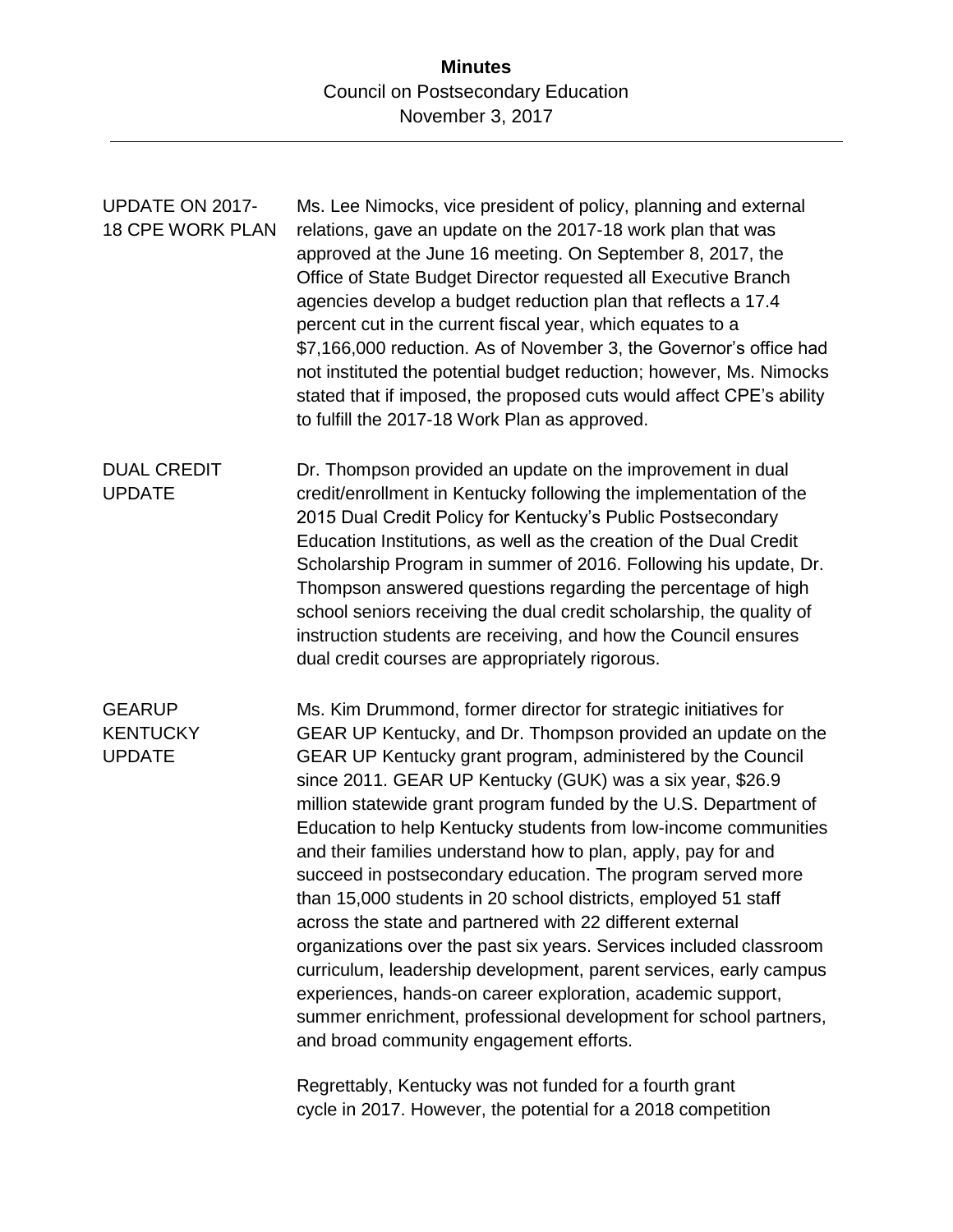UPDATE ON 2017-18 CPE WORK PLAN

Ms. Lee Nimocks, vice president of policy, planning and external relations, gave an update on the 2017-18 work plan that was approved at the June 16 meeting. On September 8, 2017, the Office of State Budget Director requested all Executive Branch agencies develop a budget reduction plan that reflects a 17.4 percent cut in the current fiscal year, which equates to a $7,166,000 reduction. As of November 3, the Governor's office had not instituted the potential budget reduction; however, Ms. Nimocks stated that if imposed, the proposed cuts would affect CPE's ability to fulfill the 2017-18 Work Plan as approved.

DUAL CREDIT UPDATE

Dr. Thompson provided an update on the improvement in dual credit/enrollment in Kentucky following the implementation of the 2015 Dual Credit Policy for Kentucky's Public Postsecondary Education Institutions, as well as the creation of the Dual Credit Scholarship Program in summer of 2016. Following his update, Dr. Thompson answered questions regarding the percentage of high school seniors receiving the dual credit scholarship, the quality of instruction students are receiving, and how the Council ensures dual credit courses are appropriately rigorous.

GEARUP KENTUCKY UPDATE

Ms. Kim Drummond, former director for strategic initiatives for GEAR UP Kentucky, and Dr. Thompson provided an update on the GEAR UP Kentucky grant program, administered by the Council since 2011. GEAR UP Kentucky (GUK) was a six year, $26.9 million statewide grant program funded by the U.S. Department of Education to help Kentucky students from low-income communities and their families understand how to plan, apply, pay for and succeed in postsecondary education. The program served more than 15,000 students in 20 school districts, employed 51 staff across the state and partnered with 22 different external organizations over the past six years. Services included classroom curriculum, leadership development, parent services, early campus experiences, hands-on career exploration, academic support, summer enrichment, professional development for school partners, and broad community engagement efforts.

Regrettably, Kentucky was not funded for a fourth grant cycle in 2017. However, the potential for a 2018 competition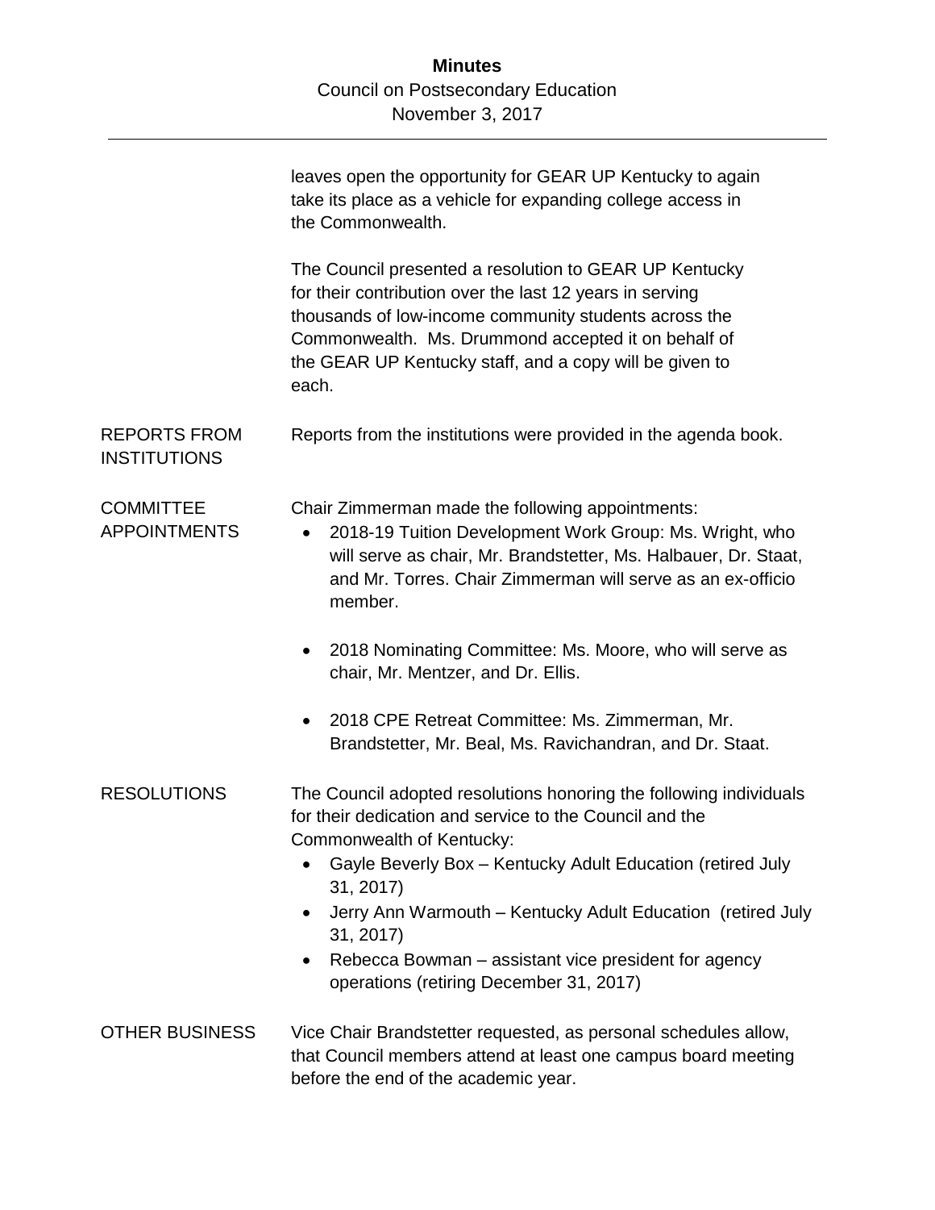leaves open the opportunity for GEAR UP Kentucky to again take its place as a vehicle for expanding college access in the Commonwealth.

The Council presented a resolution to GEAR UP Kentucky for their contribution over the last 12 years in serving thousands of low-income community students across the Commonwealth. Ms. Drummond accepted it on behalf of the GEAR UP Kentucky staff, and a copy will be given to each.

**REPORTS FROM INSTITUTIONS**

Reports from the institutions were provided in the agenda book.

**COMMITTEE APPOINTMENTS**

Chair Zimmerman made the following appointments:

- 2018-19 Tuition Development Work Group: Ms. Wright, who will serve as chair, Mr. Brandstetter, Ms. Halbauer, Dr. Staat, and Mr. Torres. Chair Zimmerman will serve as an ex-officio member.
- 2018 Nominating Committee: Ms. Moore, who will serve as chair, Mr. Mentzer, and Dr. Ellis.
- 2018 CPE Retreat Committee: Ms. Zimmerman, Mr. Brandstetter, Mr. Beal, Ms. Ravichandran, and Dr. Staat.

**RESOLUTIONS**

The Council adopted resolutions honoring the following individuals for their dedication and service to the Council and the Commonwealth of Kentucky:

- Gayle Beverly Box – Kentucky Adult Education (retired July 31, 2017)
- Jerry Ann Warmouth – Kentucky Adult Education (retired July 31, 2017)
- Rebecca Bowman – assistant vice president for agency operations (retiring December 31, 2017)

**OTHER BUSINESS**

Vice Chair Brandstetter requested, as personal schedules allow, that Council members attend at least one campus board meeting before the end of the academic year.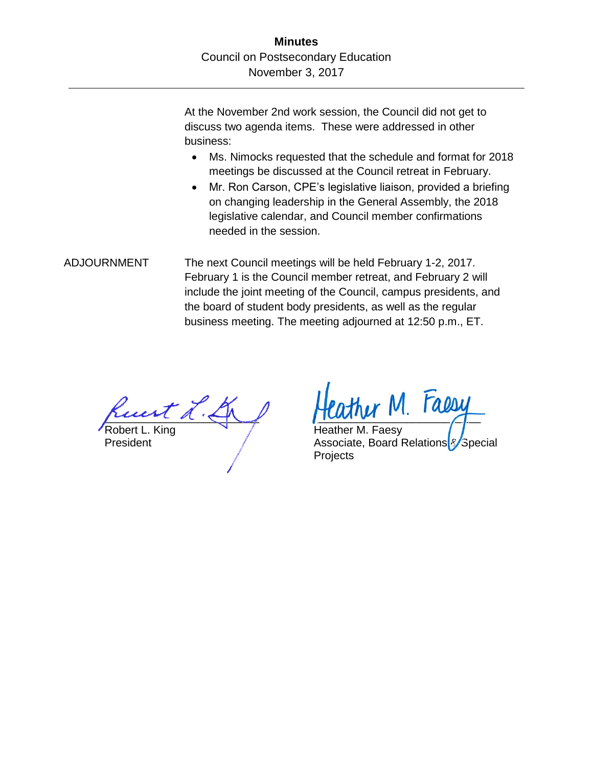**Minutes**
Council on Postsecondary Education
November 3, 2017

---

At the November 2nd work session, the Council did not get to discuss two agenda items. These were addressed in other business:

- Ms. Nimocks requested that the schedule and format for 2018 meetings be discussed at the Council retreat in February.
- Mr. Ron Carson, CPE's legislative liaison, provided a briefing on changing leadership in the General Assembly, the 2018 legislative calendar, and Council member confirmations needed in the session.

ADJOURNMENT

The next Council meetings will be held February 1-2, 2017. February 1 is the Council member retreat, and February 2 will include the joint meeting of the Council, campus presidents, and the board of student body presidents, as well as the regular business meeting. The meeting adjourned at 12:50 p.m., ET.

Robert L. King
President

Heather M. Faesy
Associate, Board Relations & Special Projects